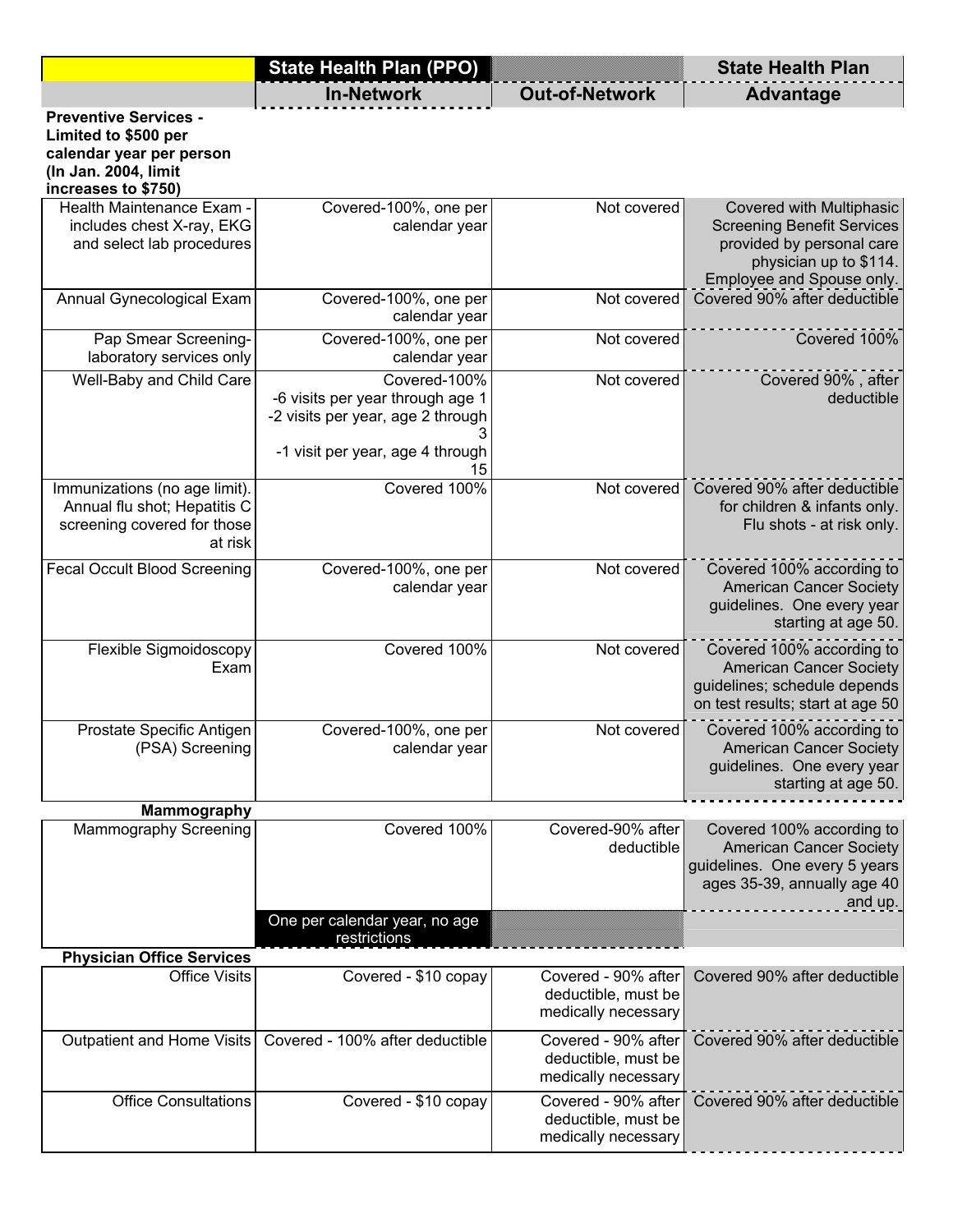| | State Health Plan (PPO) | | State Health Plan |
|---|---|---|---|
| | In-Network | Out-of-Network | Advantage |
| **Preventive Services - Limited to $500 per calendar year per person (In Jan. 2004, limit increases to $750)** | | | |
| Health Maintenance Exam - includes chest X-ray, EKG and select lab procedures | Covered-100%, one per calendar year | Not covered | Covered with Multiphasic Screening Benefit Services provided by personal care physician up to $114. Employee and Spouse only. |
| Annual Gynecological Exam | Covered-100%, one per calendar year | Not covered | Covered 90% after deductible |
| Pap Smear Screening-laboratory services only | Covered-100%, one per calendar year | Not covered | Covered 100% |
| Well-Baby and Child Care | Covered-100%<br>-6 visits per year through age 1<br>-2 visits per year, age 2 through 3<br>-1 visit per year, age 4 through 15 | Not covered | Covered 90% , after deductible |
| Immunizations (no age limit). Annual flu shot; Hepatitis C screening covered for those at risk | Covered 100% | Not covered | Covered 90% after deductible for children & infants only. Flu shots - at risk only. |
| Fecal Occult Blood Screening | Covered-100%, one per calendar year | Not covered | Covered 100% according to American Cancer Society guidelines. One every year starting at age 50. |
| Flexible Sigmoidoscopy Exam | Covered 100% | Not covered | Covered 100% according to American Cancer Society guidelines; schedule depends on test results; start at age 50 |
| Prostate Specific Antigen (PSA) Screening | Covered-100%, one per calendar year | Not covered | Covered 100% according to American Cancer Society guidelines. One every year starting at age 50. |
| **Mammography** | | | |
| Mammography Screening | Covered 100%<br>One per calendar year, no age restrictions | Covered-90% after deductible | Covered 100% according to American Cancer Society guidelines. One every 5 years ages 35-39, annually age 40 and up. |
| **Physician Office Services** | | | |
| Office Visits | Covered - $10 copay | Covered - 90% after deductible, must be medically necessary | Covered 90% after deductible |
| Outpatient and Home Visits | Covered - 100% after deductible | Covered - 90% after deductible, must be medically necessary | Covered 90% after deductible |
| Office Consultations | Covered - $10 copay | Covered - 90% after deductible, must be medically necessary | Covered 90% after deductible |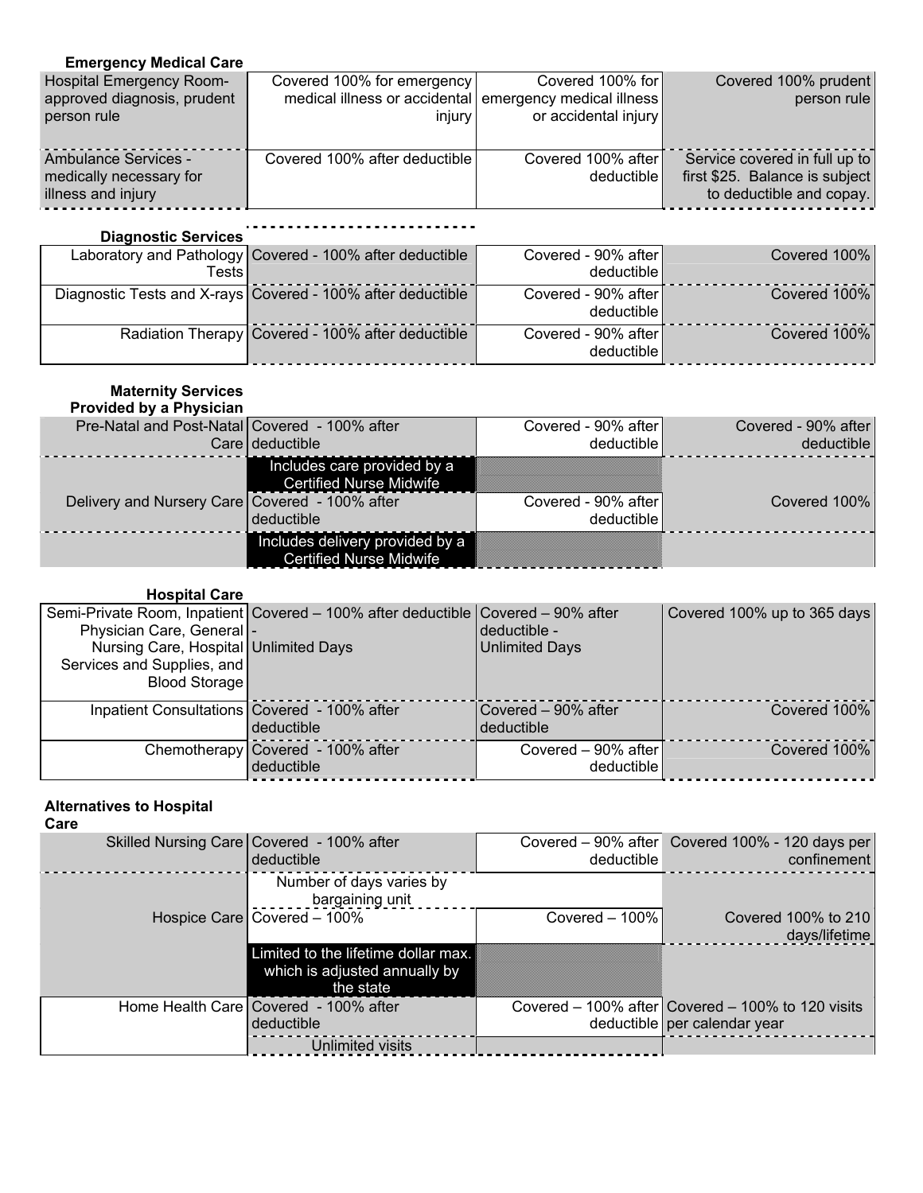**Emergency Medical Care**

| | | | |
|---|---|---|---|
| Hospital Emergency Room-approved diagnosis, prudent person rule | Covered 100% for emergency medical illness or accidental injury | Covered 100% for emergency medical illness or accidental injury | Covered 100% prudent person rule |
| Ambulance Services - medically necessary for illness and injury | Covered 100% after deductible | Covered 100% after deductible | Service covered in full up to first $25. Balance is subject to deductible and copay. |

**Diagnostic Services**

| | | | |
|---|---|---|---|
| Laboratory and Pathology Tests | Covered - 100% after deductible | Covered - 90% after deductible | Covered 100% |
| Diagnostic Tests and X-rays | Covered - 100% after deductible | Covered - 90% after deductible | Covered 100% |
| Radiation Therapy | Covered - 100% after deductible | Covered - 90% after deductible | Covered 100% |

**Maternity Services Provided by a Physician**

| | | | |
|---|---|---|---|
| Pre-Natal and Post-Natal Care | Covered - 100% after deductible | Covered - 90% after deductible | Covered - 90% after deductible |
| | Includes care provided by a Certified Nurse Midwife | | |
| Delivery and Nursery Care | Covered - 100% after deductible | Covered - 90% after deductible | Covered 100% |
| | Includes delivery provided by a Certified Nurse Midwife | | |

**Hospital Care**

| | | | |
|---|---|---|---|
| Semi-Private Room, Inpatient Physician Care, General Nursing Care, Hospital Services and Supplies, and Blood Storage | Covered – 100% after deductible - Unlimited Days | Covered – 90% after deductible - Unlimited Days | Covered 100% up to 365 days |
| Inpatient Consultations | Covered - 100% after deductible | Covered – 90% after deductible | Covered 100% |
| Chemotherapy | Covered - 100% after deductible | Covered – 90% after deductible | Covered 100% |

**Alternatives to Hospital Care**

| | | | |
|---|---|---|---|
| Skilled Nursing Care | Covered - 100% after deductible | Covered – 90% after deductible | Covered 100% - 120 days per confinement |
| | Number of days varies by bargaining unit | | |
| Hospice Care | Covered – 100% | Covered – 100% | Covered 100% to 210 days/lifetime |
| | Limited to the lifetime dollar max. which is adjusted annually by the state | | |
| Home Health Care | Covered - 100% after deductible | Covered – 100% after deductible | Covered – 100% to 120 visits per calendar year |
| | Unlimited visits | | |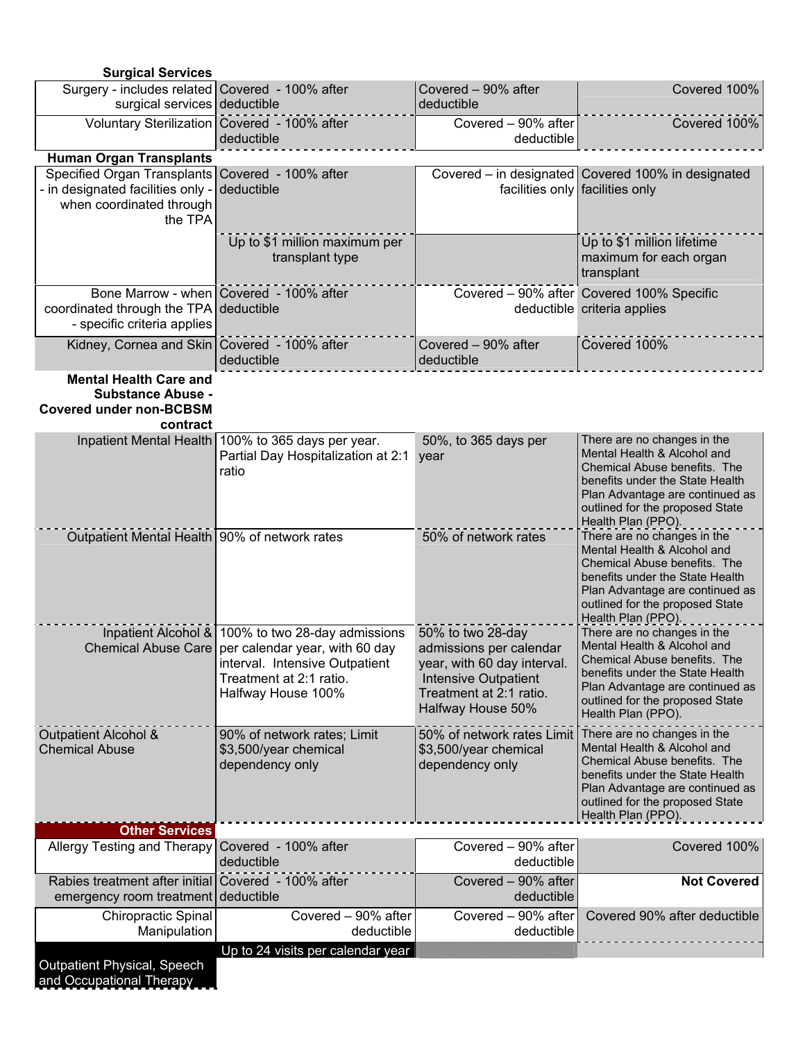| | | | |
|---|---|---|---|
| **Surgical Services** | | | |
| Surgery - includes related surgical services | Covered - 100% after deductible | Covered – 90% after deductible | Covered 100% |
| Voluntary Sterilization | Covered - 100% after deductible | Covered – 90% after deductible | Covered 100% |
| **Human Organ Transplants** | | | |
| Specified Organ Transplants - in designated facilities only - when coordinated through the TPA | Covered - 100% after deductible | Covered – in designated facilities only | Covered 100% in designated facilities only |
| | Up to $1 million maximum per transplant type | | Up to $1 million lifetime maximum for each organ transplant |
| Bone Marrow - when coordinated through the TPA - specific criteria applies | Covered - 100% after deductible | Covered – 90% after deductible | Covered 100% Specific criteria applies |
| Kidney, Cornea and Skin | Covered - 100% after deductible | Covered – 90% after deductible | Covered 100% |
| **Mental Health Care and Substance Abuse - Covered under non-BCBSM contract** | | | |
| Inpatient Mental Health | 100% to 365 days per year. Partial Day Hospitalization at 2:1 ratio | 50%, to 365 days per year | There are no changes in the Mental Health & Alcohol and Chemical Abuse benefits. The benefits under the State Health Plan Advantage are continued as outlined for the proposed State Health Plan (PPO). |
| Outpatient Mental Health | 90% of network rates | 50% of network rates | There are no changes in the Mental Health & Alcohol and Chemical Abuse benefits. The benefits under the State Health Plan Advantage are continued as outlined for the proposed State Health Plan (PPO). |
| Inpatient Alcohol & Chemical Abuse Care | 100% to two 28-day admissions per calendar year, with 60 day interval. Intensive Outpatient Treatment at 2:1 ratio. Halfway House 100% | 50% to two 28-day admissions per calendar year, with 60 day interval. Intensive Outpatient Treatment at 2:1 ratio. Halfway House 50% | There are no changes in the Mental Health & Alcohol and Chemical Abuse benefits. The benefits under the State Health Plan Advantage are continued as outlined for the proposed State Health Plan (PPO). |
| Outpatient Alcohol & Chemical Abuse | 90% of network rates; Limit $3,500/year chemical dependency only | 50% of network rates Limit $3,500/year chemical dependency only | There are no changes in the Mental Health & Alcohol and Chemical Abuse benefits. The benefits under the State Health Plan Advantage are continued as outlined for the proposed State Health Plan (PPO). |
| **Other Services** | | | |
| Allergy Testing and Therapy | Covered - 100% after deductible | Covered – 90% after deductible | Covered 100% |
| Rabies treatment after initial emergency room treatment | Covered - 100% after deductible | Covered – 90% after deductible | **Not Covered** |
| Chiropractic Spinal Manipulation | Covered – 90% after deductible | Covered – 90% after deductible | Covered 90% after deductible |
| | Up to 24 visits per calendar year | | |
| Outpatient Physical, Speech and Occupational Therapy | | | |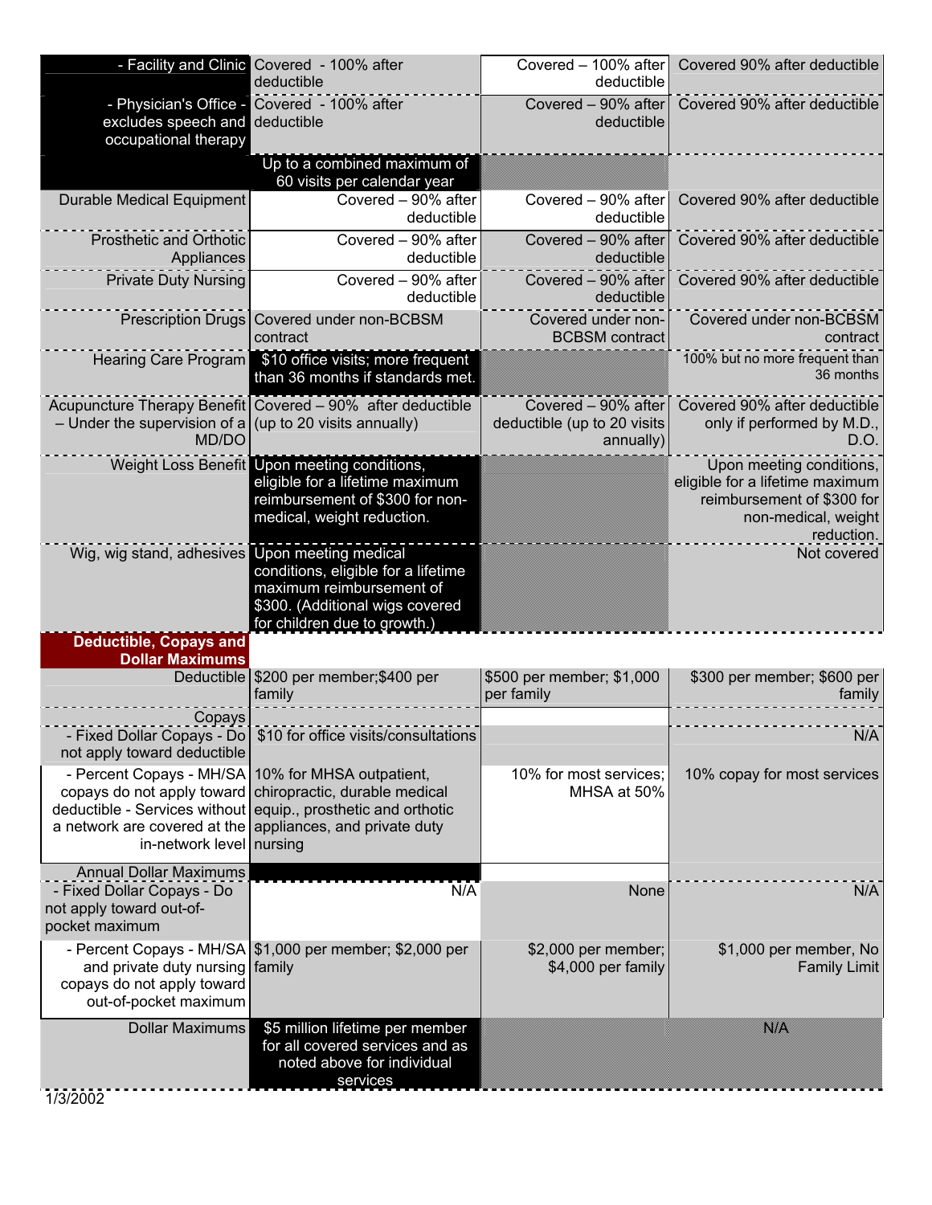| | | | |
|---|---|---|---|
| - Facility and Clinic | Covered - 100% after deductible | Covered – 100% after deductible | Covered 90% after deductible |
| - Physician's Office - excludes speech and occupational therapy | Covered - 100% after deductible | Covered – 90% after deductible | Covered 90% after deductible |
| | Up to a combined maximum of 60 visits per calendar year | | |
| Durable Medical Equipment | Covered – 90% after deductible | Covered – 90% after deductible | Covered 90% after deductible |
| Prosthetic and Orthotic Appliances | Covered – 90% after deductible | Covered – 90% after deductible | Covered 90% after deductible |
| Private Duty Nursing | Covered – 90% after deductible | Covered – 90% after deductible | Covered 90% after deductible |
| Prescription Drugs | Covered under non-BCBSM contract | Covered under non-BCBSM contract | Covered under non-BCBSM contract |
| Hearing Care Program | $10 office visits; more frequent than 36 months if standards met. | | 100% but no more frequent than 36 months |
| Acupuncture Therapy Benefit – Under the supervision of a MD/DO | Covered – 90% after deductible (up to 20 visits annually) | Covered – 90% after deductible (up to 20 visits annually) | Covered 90% after deductible only if performed by M.D., D.O. |
| Weight Loss Benefit | Upon meeting conditions, eligible for a lifetime maximum reimbursement of $300 for non-medical, weight reduction. | | Upon meeting conditions, eligible for a lifetime maximum reimbursement of $300 for non-medical, weight reduction. |
| Wig, wig stand, adhesives | Upon meeting medical conditions, eligible for a lifetime maximum reimbursement of $300. (Additional wigs covered for children due to growth.) | | Not covered |
| **Deductible, Copays and Dollar Maximums** | | | |
| Deductible | $200 per member;$400 per family | $500 per member; $1,000 per family | $300 per member; $600 per family |
| Copays | | | |
| - Fixed Dollar Copays - Do not apply toward deductible | $10 for office visits/consultations | | N/A |
| - Percent Copays - MH/SA copays do not apply toward deductible - Services without a network are covered at the in-network level | 10% for MHSA outpatient, chiropractic, durable medical equip., prosthetic and orthotic appliances, and private duty nursing | 10% for most services; MHSA at 50% | 10% copay for most services |
| Annual Dollar Maximums | | | |
| - Fixed Dollar Copays - Do not apply toward out-of-pocket maximum | N/A | None | N/A |
| - Percent Copays - MH/SA and private duty nursing copays do not apply toward out-of-pocket maximum | $1,000 per member; $2,000 per family | $2,000 per member; $4,000 per family | $1,000 per member, No Family Limit |
| Dollar Maximums | $5 million lifetime per member for all covered services and as noted above for individual services | | N/A |

1/3/2002